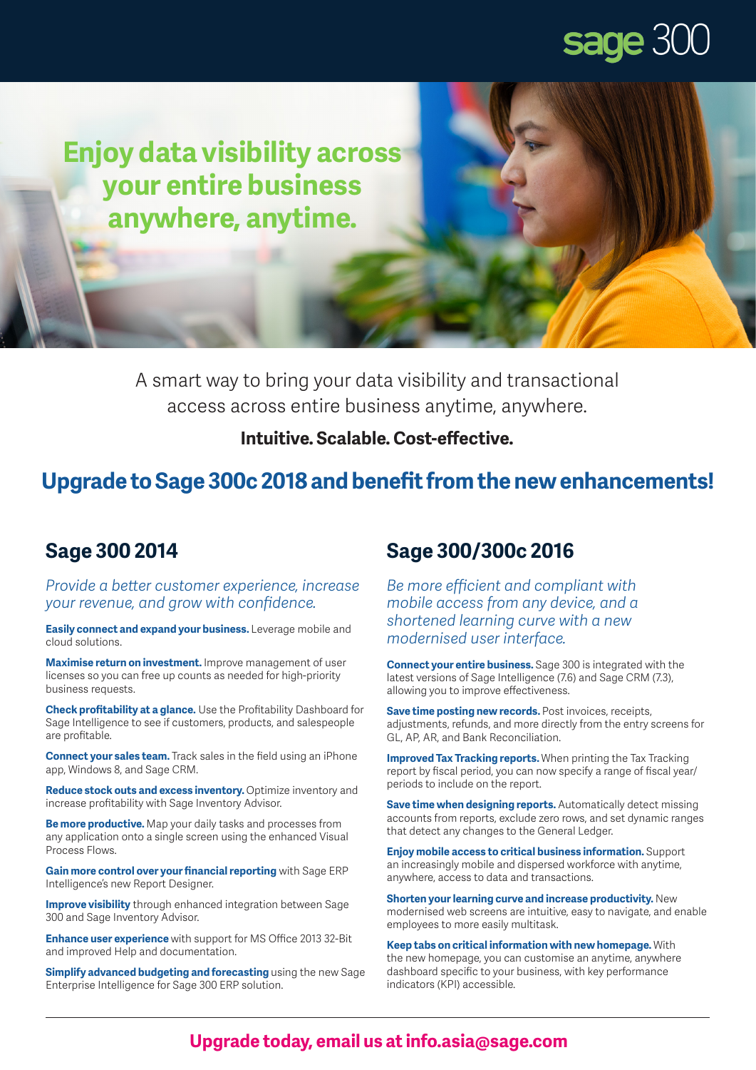sage 300

# Enjoy data visibility across your entire business anywhere, anytime.

A smart way to bring your data visibility and transactional access across entire business anytime, anywhere.

**Intuitive. Scalable. Cost-effective.**

## Upgrade to Sage 300c 2018 and benefit from the new enhancements!

### Sage 300 2014

*Provide a better customer experience, increase your revenue, and grow with confidence.*

**Easily connect and expand your business.** Leverage mobile and cloud solutions.

**Maximise return on investment.** Improve management of user licenses so you can free up counts as needed for high-priority business requests.

**Check profitability at a glance.** Use the Profitability Dashboard for Sage Intelligence to see if customers, products, and salespeople are profitable.

**Connect your sales team.** Track sales in the field using an iPhone app, Windows 8, and Sage CRM.

**Reduce stock outs and excess inventory.** Optimize inventory and increase profitability with Sage Inventory Advisor.

**Be more productive.** Map your daily tasks and processes from any application onto a single screen using the enhanced Visual Process Flows.

**Gain more control over your financial reporting** with Sage ERP Intelligence's new Report Designer.

**Improve visibility** through enhanced integration between Sage 300 and Sage Inventory Advisor.

**Enhance user experience** with support for MS Office 2013 32-Bit and improved Help and documentation.

**Simplify advanced budgeting and forecasting** using the new Sage Enterprise Intelligence for Sage 300 ERP solution.

### Sage 300/300c 2016

*Be more efficient and compliant with mobile access from any device, and a shortened learning curve with a new modernised user interface.*

**Connect your entire business.** Sage 300 is integrated with the latest versions of Sage Intelligence (7.6) and Sage CRM (7.3), allowing you to improve effectiveness.

**Save time posting new records.** Post invoices, receipts, adjustments, refunds, and more directly from the entry screens for GL, AP, AR, and Bank Reconciliation.

**Improved Tax Tracking reports.** When printing the Tax Tracking report by fiscal period, you can now specify a range of fiscal year/periods to include on the report.

**Save time when designing reports.** Automatically detect missing accounts from reports, exclude zero rows, and set dynamic ranges that detect any changes to the General Ledger.

**Enjoy mobile access to critical business information.** Support an increasingly mobile and dispersed workforce with anytime, anywhere, access to data and transactions.

**Shorten your learning curve and increase productivity.** New modernised web screens are intuitive, easy to navigate, and enable employees to more easily multitask.

**Keep tabs on critical information with new homepage.** With the new homepage, you can customise an anytime, anywhere dashboard specific to your business, with key performance indicators (KPI) accessible.

---

**Upgrade today, email us at info.asia@sage.com**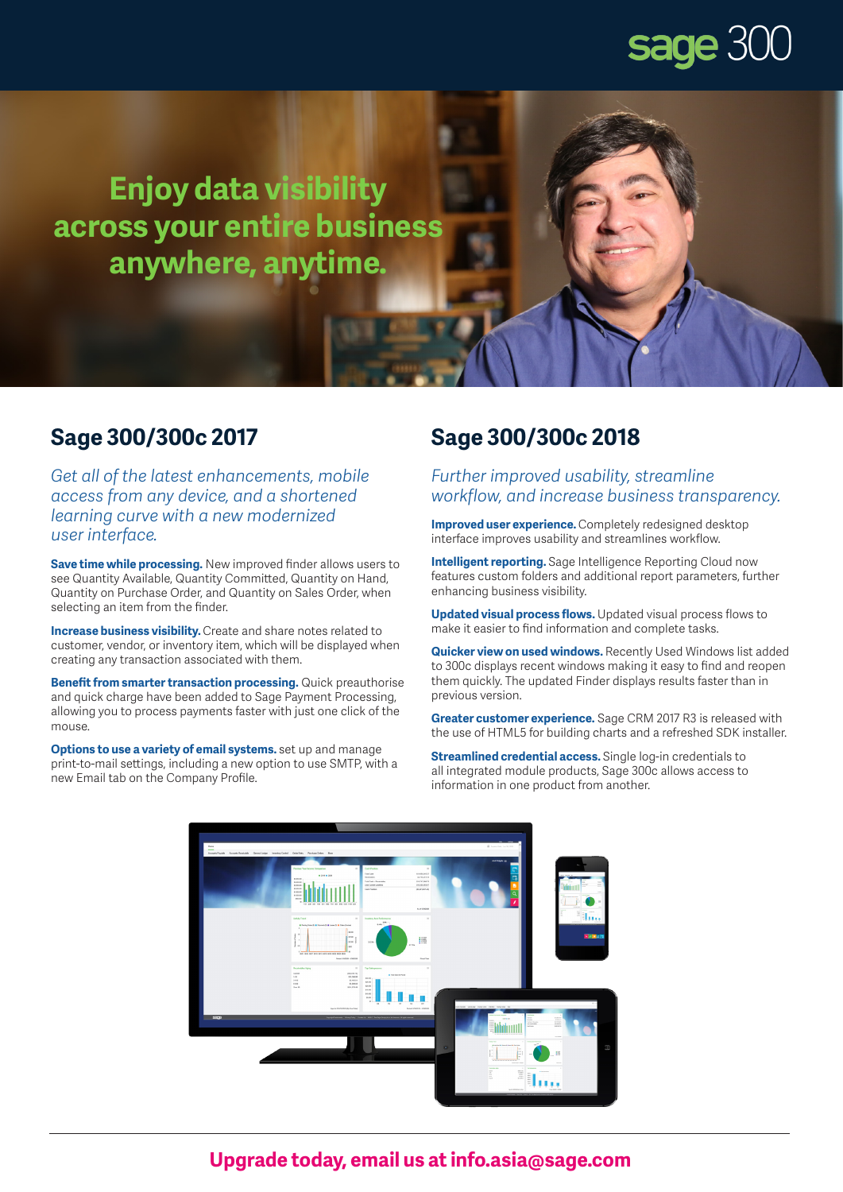sage 300

# Enjoy data visibility across your entire business anywhere, anytime.

## Sage 300/300c 2017

*Get all of the latest enhancements, mobile access from any device, and a shortened learning curve with a new modernized user interface.*

**Save time while processing.** New improved finder allows users to see Quantity Available, Quantity Committed, Quantity on Hand, Quantity on Purchase Order, and Quantity on Sales Order, when selecting an item from the finder.

**Increase business visibility.** Create and share notes related to customer, vendor, or inventory item, which will be displayed when creating any transaction associated with them.

**Benefit from smarter transaction processing.** Quick preauthorise and quick charge have been added to Sage Payment Processing, allowing you to process payments faster with just one click of the mouse.

**Options to use a variety of email systems.** set up and manage print-to-mail settings, including a new option to use SMTP, with a new Email tab on the Company Profile.

## Sage 300/300c 2018

*Further improved usability, streamline workflow, and increase business transparency.*

**Improved user experience.** Completely redesigned desktop interface improves usability and streamlines workflow.

**Intelligent reporting.** Sage Intelligence Reporting Cloud now features custom folders and additional report parameters, further enhancing business visibility.

**Updated visual process flows.** Updated visual process flows to make it easier to find information and complete tasks.

**Quicker view on used windows.** Recently Used Windows list added to 300c displays recent windows making it easy to find and reopen them quickly. The updated Finder displays results faster than in previous version.

**Greater customer experience.** Sage CRM 2017 R3 is released with the use of HTML5 for building charts and a refreshed SDK installer.

**Streamlined credential access.** Single log-in credentials to all integrated module products, Sage 300c allows access to information in one product from another.

**Upgrade today, email us at info.asia@sage.com**